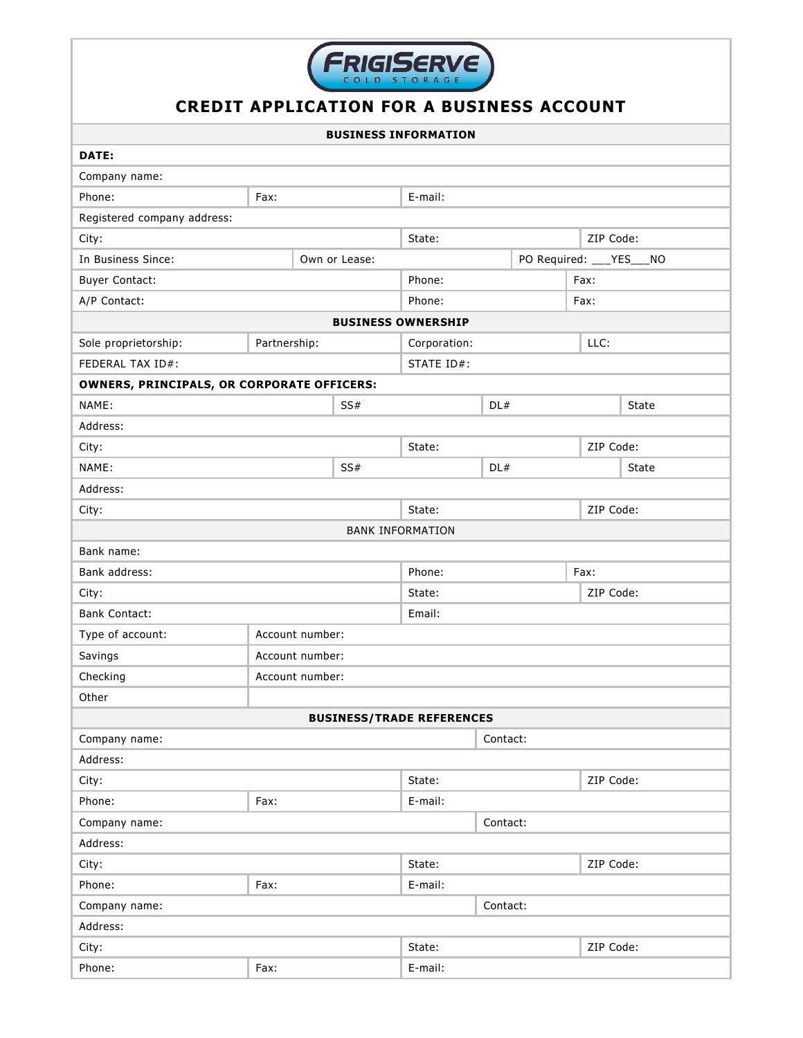FRIGISERVE COLD STORAGE

# CREDIT APPLICATION FOR A BUSINESS ACCOUNT

| **BUSINESS INFORMATION** | | | |
|---|---|---|---|
| **DATE:** | | | |
| Company name: | | | |
| Phone: | Fax: | E-mail: | |
| Registered company address: | | | |
| City: | | State: | ZIP Code: |
| In Business Since: | Own or Lease: | PO Required: ___YES___NO | |
| Buyer Contact: | | Phone: | Fax: |
| A/P Contact: | | Phone: | Fax: |

| **BUSINESS OWNERSHIP** | | | |
|---|---|---|---|
| Sole proprietorship: | Partnership: | Corporation: | LLC: |
| FEDERAL TAX ID#: | | STATE ID#: | |
| **OWNERS, PRINCIPALS, OR CORPORATE OFFICERS:** | | | |
| NAME: | SS# | DL# | State |
| Address: | | | |
| City: | | State: | ZIP Code: |
| NAME: | SS# | DL# | State |
| Address: | | | |
| City: | | State: | ZIP Code: |

| BANK INFORMATION | | | |
|---|---|---|---|
| Bank name: | | | |
| Bank address: | | Phone: | Fax: |
| City: | | State: | ZIP Code: |
| Bank Contact: | | Email: | |
| Type of account: | Account number: | | |
| Savings | Account number: | | |
| Checking | Account number: | | |
| Other | | | |

| **BUSINESS/TRADE REFERENCES** | | | |
|---|---|---|---|
| Company name: | | Contact: | |
| Address: | | | |
| City: | | State: | ZIP Code: |
| Phone: | Fax: | E-mail: | |
| Company name: | | Contact: | |
| Address: | | | |
| City: | | State: | ZIP Code: |
| Phone: | Fax: | E-mail: | |
| Company name: | | Contact: | |
| Address: | | | |
| City: | | State: | ZIP Code: |
| Phone: | Fax: | E-mail: | |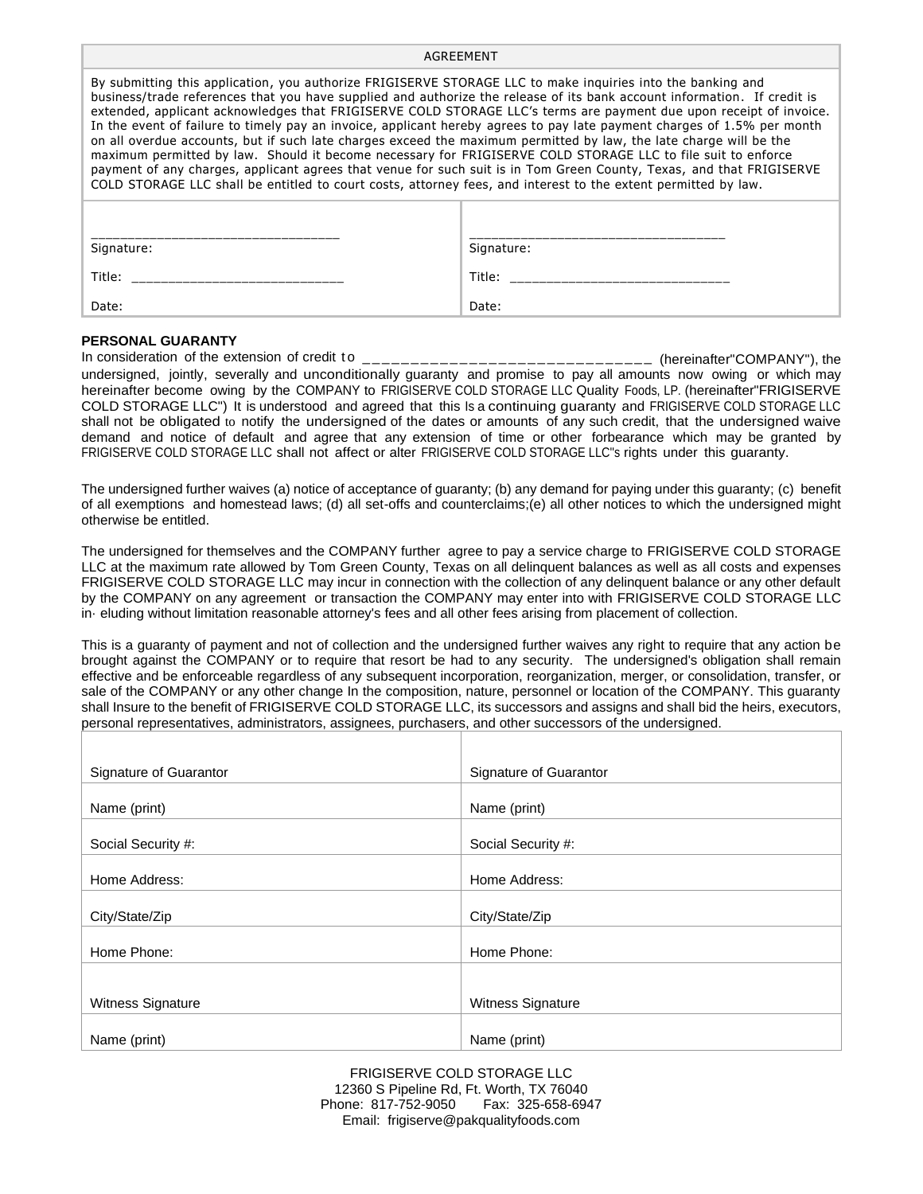| AGREEMENT |
| --- |
| By submitting this application, you authorize FRIGISERVE STORAGE LLC to make inquiries into the banking and business/trade references that you have supplied and authorize the release of its bank account information. If credit is extended, applicant acknowledges that FRIGISERVE COLD STORAGE LLC's terms are payment due upon receipt of invoice. In the event of failure to timely pay an invoice, applicant hereby agrees to pay late payment charges of 1.5% per month on all overdue accounts, but if such late charges exceed the maximum permitted by law, the late charge will be the maximum permitted by law. Should it become necessary for FRIGISERVE COLD STORAGE LLC to file suit to enforce payment of any charges, applicant agrees that venue for such suit is in Tom Green County, Texas, and that FRIGISERVE COLD STORAGE LLC shall be entitled to court costs, attorney fees, and interest to the extent permitted by law. |

| | |
| --- | --- |
| ________________________________ Signature: | ________________________________ Signature: |
| Title: ____________________________ | Title: ____________________________ |
| Date: | Date: |

**PERSONAL GUARANTY**

In consideration of the extension of credit to ______________________________ (hereinafter"COMPANY"), the undersigned, jointly, severally and unconditionally guaranty and promise to pay all amounts now owing or which may hereinafter become owing by the COMPANY to FRIGISERVE COLD STORAGE LLC Quality Foods, LP. (hereinafter"FRIGISERVE COLD STORAGE LLC") It is understood and agreed that this Is a continuing guaranty and FRIGISERVE COLD STORAGE LLC shall not be obligated to notify the undersigned of the dates or amounts of any such credit, that the undersigned waive demand and notice of default and agree that any extension of time or other forbearance which may be granted by FRIGISERVE COLD STORAGE LLC shall not affect or alter FRIGISERVE COLD STORAGE LLC"s rights under this guaranty.

The undersigned further waives (a) notice of acceptance of guaranty; (b) any demand for paying under this guaranty; (c) benefit of all exemptions and homestead laws; (d) all set-offs and counterclaims;(e) all other notices to which the undersigned might otherwise be entitled.

The undersigned for themselves and the COMPANY further agree to pay a service charge to FRIGISERVE COLD STORAGE LLC at the maximum rate allowed by Tom Green County, Texas on all delinquent balances as well as all costs and expenses FRIGISERVE COLD STORAGE LLC may incur in connection with the collection of any delinquent balance or any other default by the COMPANY on any agreement or transaction the COMPANY may enter into with FRIGISERVE COLD STORAGE LLC in· eluding without limitation reasonable attorney's fees and all other fees arising from placement of collection.

This is a guaranty of payment and not of collection and the undersigned further waives any right to require that any action be brought against the COMPANY or to require that resort be had to any security. The undersigned's obligation shall remain effective and be enforceable regardless of any subsequent incorporation, reorganization, merger, or consolidation, transfer, or sale of the COMPANY or any other change In the composition, nature, personnel or location of the COMPANY. This guaranty shall Insure to the benefit of FRIGISERVE COLD STORAGE LLC, its successors and assigns and shall bid the heirs, executors, personal representatives, administrators, assignees, purchasers, and other successors of the undersigned.

| | |
| --- | --- |
| Signature of Guarantor | Signature of Guarantor |
| Name (print) | Name (print) |
| Social Security #: | Social Security #: |
| Home Address: | Home Address: |
| City/State/Zip | City/State/Zip |
| Home Phone: | Home Phone: |
| Witness Signature | Witness Signature |
| Name (print) | Name (print) |

FRIGISERVE COLD STORAGE LLC
12360 S Pipeline Rd, Ft. Worth, TX 76040
Phone: 817-752-9050 Fax: 325-658-6947
Email: frigiserve@pakqualityfoods.com